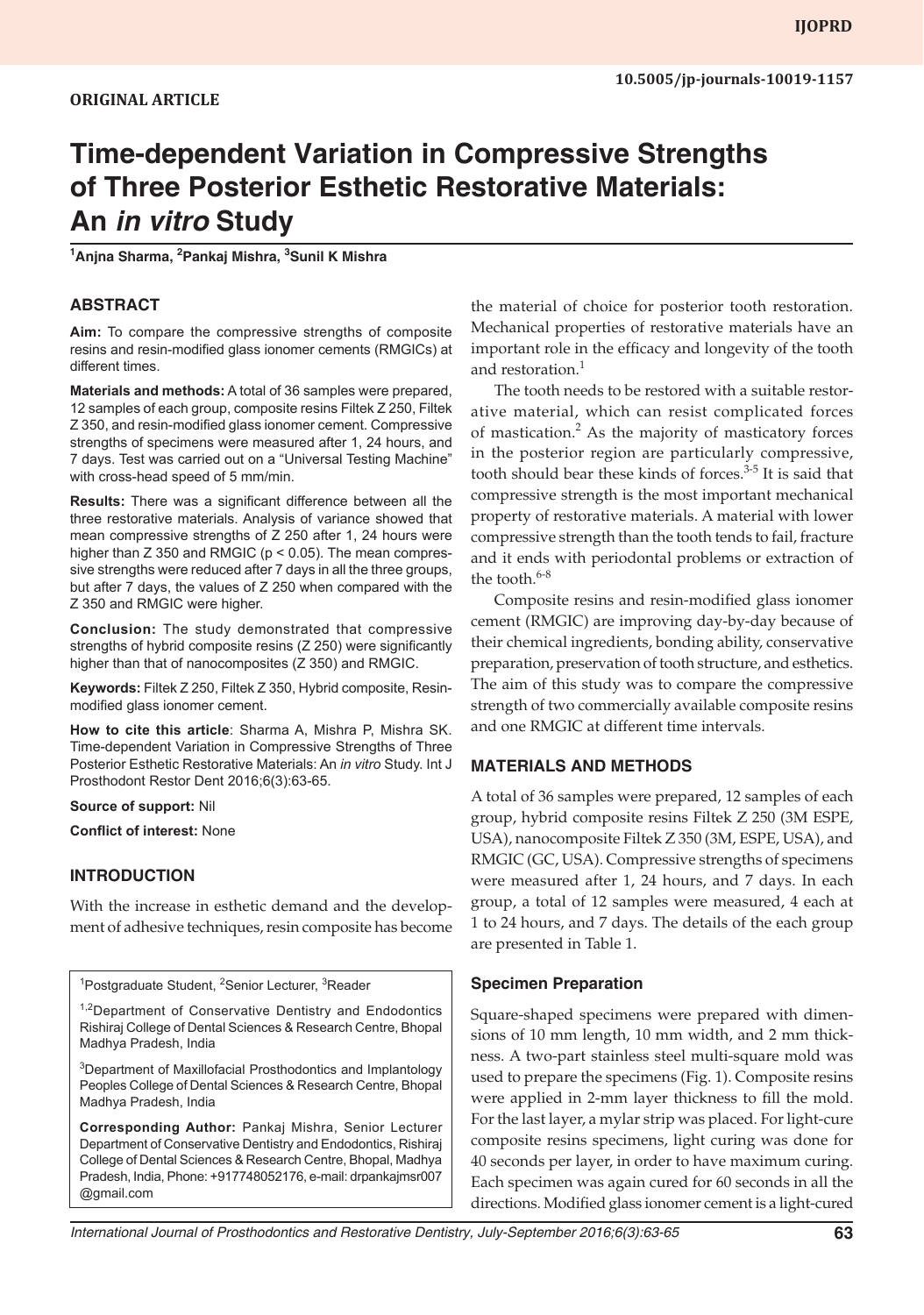ORIGINAL ARTICLE

10.5005/jp-journals-10019-1157

# Time-dependent Variation in Compressive Strengths of Three Posterior Esthetic Restorative Materials: An *in vitro* Study

[1]Anjna Sharma, [2]Pankaj Mishra, [3]Sunil K Mishra

## ABSTRACT

**Aim:** To compare the compressive strengths of composite resins and resin-modified glass ionomer cements (RMGICs) at different times.

**Materials and methods:** A total of 36 samples were prepared, 12 samples of each group, composite resins Filtek Z 250, Filtek Z 350, and resin-modified glass ionomer cement. Compressive strengths of specimens were measured after 1, 24 hours, and 7 days. Test was carried out on a "Universal Testing Machine" with cross-head speed of 5 mm/min.

**Results:** There was a significant difference between all the three restorative materials. Analysis of variance showed that mean compressive strengths of Z 250 after 1, 24 hours were higher than Z 350 and RMGIC ($p < 0.05$). The mean compressive strengths were reduced after 7 days in all the three groups, but after 7 days, the values of Z 250 when compared with the Z 350 and RMGIC were higher.

**Conclusion:** The study demonstrated that compressive strengths of hybrid composite resins (Z 250) were significantly higher than that of nanocomposites (Z 350) and RMGIC.

**Keywords:** Filtek Z 250, Filtek Z 350, Hybrid composite, Resin-modified glass ionomer cement.

**How to cite this article**: Sharma A, Mishra P, Mishra SK. Time-dependent Variation in Compressive Strengths of Three Posterior Esthetic Restorative Materials: An *in vitro* Study. Int J Prosthodont Restor Dent 2016;6(3):63-65.

**Source of support:** Nil

**Conflict of interest:** None

## INTRODUCTION

With the increase in esthetic demand and the development of adhesive techniques, resin composite has become the material of choice for posterior tooth restoration. Mechanical properties of restorative materials have an important role in the efficacy and longevity of the tooth and restoration.[1]

The tooth needs to be restored with a suitable restorative material, which can resist complicated forces of mastication.[2] As the majority of masticatory forces in the posterior region are particularly compressive, tooth should bear these kinds of forces.[3-5] It is said that compressive strength is the most important mechanical property of restorative materials. A material with lower compressive strength than the tooth tends to fail, fracture and it ends with periodontal problems or extraction of the tooth.[6-8]

Composite resins and resin-modified glass ionomer cement (RMGIC) are improving day-by-day because of their chemical ingredients, bonding ability, conservative preparation, preservation of tooth structure, and esthetics. The aim of this study was to compare the compressive strength of two commercially available composite resins and one RMGIC at different time intervals.

## MATERIALS AND METHODS

A total of 36 samples were prepared, 12 samples of each group, hybrid composite resins Filtek Z 250 (3M ESPE, USA), nanocomposite Filtek Z 350 (3M, ESPE, USA), and RMGIC (GC, USA). Compressive strengths of specimens were measured after 1, 24 hours, and 7 days. In each group, a total of 12 samples were measured, 4 each at 1 to 24 hours, and 7 days. The details of the each group are presented in Table 1.

### Specimen Preparation

Square-shaped specimens were prepared with dimensions of 10 mm length, 10 mm width, and 2 mm thickness. A two-part stainless steel multi-square mold was used to prepare the specimens (Fig. 1). Composite resins were applied in 2-mm layer thickness to fill the mold. For the last layer, a mylar strip was placed. For light-cure composite resins specimens, light curing was done for 40 seconds per layer, in order to have maximum curing. Each specimen was again cured for 60 seconds in all the directions. Modified glass ionomer cement is a light-cured

[1]Postgraduate Student, [2]Senior Lecturer, [3]Reader

[1,2]Department of Conservative Dentistry and Endodontics Rishiraj College of Dental Sciences & Research Centre, Bhopal Madhya Pradesh, India

[3]Department of Maxillofacial Prosthodontics and Implantology Peoples College of Dental Sciences & Research Centre, Bhopal Madhya Pradesh, India

**Corresponding Author:** Pankaj Mishra, Senior Lecturer Department of Conservative Dentistry and Endodontics, Rishiraj College of Dental Sciences & Research Centre, Bhopal, Madhya Pradesh, India, Phone: +917748052176, e-mail: drpankajmsr007@gmail.com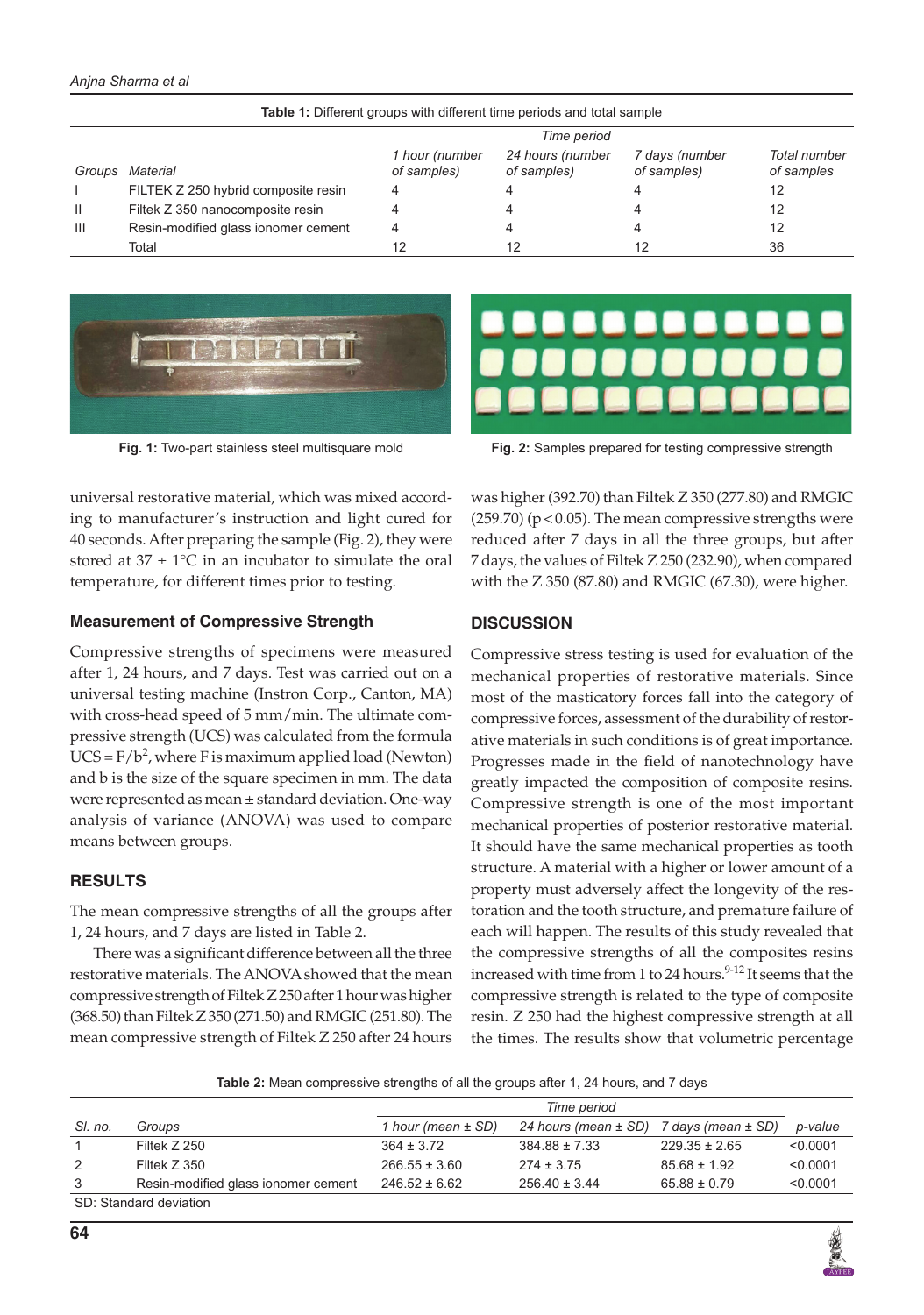**Table 1:** Different groups with different time periods and total sample

| Groups | Material | Time period | | | Total number of samples |
|---|---|---|---|---|---|
| | | 1 hour (number of samples) | 24 hours (number of samples) | 7 days (number of samples) | |
| I | FILTEK Z 250 hybrid composite resin | 4 | 4 | 4 | 12 |
| II | Filtek Z 350 nanocomposite resin | 4 | 4 | 4 | 12 |
| III | Resin-modified glass ionomer cement | 4 | 4 | 4 | 12 |
| | Total | 12 | 12 | 12 | 36 |

**Fig. 1:** Two-part stainless steel multisquare mold

**Fig. 2:** Samples prepared for testing compressive strength

universal restorative material, which was mixed according to manufacturer's instruction and light cured for 40 seconds. After preparing the sample (Fig. 2), they were stored at 37 ± 1°C in an incubator to simulate the oral temperature, for different times prior to testing.

### Measurement of Compressive Strength

Compressive strengths of specimens were measured after 1, 24 hours, and 7 days. Test was carried out on a universal testing machine (Instron Corp., Canton, MA) with cross-head speed of 5 mm/min. The ultimate compressive strength (UCS) was calculated from the formula $UCS = F/b^2$, where F is maximum applied load (Newton) and b is the size of the square specimen in mm. The data were represented as mean ± standard deviation. One-way analysis of variance (ANOVA) was used to compare means between groups.

## RESULTS

The mean compressive strengths of all the groups after 1, 24 hours, and 7 days are listed in Table 2.

There was a significant difference between all the three restorative materials. The ANOVA showed that the mean compressive strength of Filtek Z 250 after 1 hour was higher (368.50) than Filtek Z 350 (271.50) and RMGIC (251.80). The mean compressive strength of Filtek Z 250 after 24 hours was higher (392.70) than Filtek Z 350 (277.80) and RMGIC (259.70) ($p < 0.05$). The mean compressive strengths were reduced after 7 days in all the three groups, but after 7 days, the values of Filtek Z 250 (232.90), when compared with the Z 350 (87.80) and RMGIC (67.30), were higher.

## DISCUSSION

Compressive stress testing is used for evaluation of the mechanical properties of restorative materials. Since most of the masticatory forces fall into the category of compressive forces, assessment of the durability of restorative materials in such conditions is of great importance. Progresses made in the field of nanotechnology have greatly impacted the composition of composite resins. Compressive strength is one of the most important mechanical properties of posterior restorative material. It should have the same mechanical properties as tooth structure. A material with a higher or lower amount of a property must adversely affect the longevity of the restoration and the tooth structure, and premature failure of each will happen. The results of this study revealed that the compressive strengths of all the composites resins increased with time from 1 to 24 hours.[9-12] It seems that the compressive strength is related to the type of composite resin. Z 250 had the highest compressive strength at all the times. The results show that volumetric percentage

**Table 2:** Mean compressive strengths of all the groups after 1, 24 hours, and 7 days

| Sl. no. | Groups | Time period | | | p-value |
|---|---|---|---|---|---|
| | | 1 hour (mean ± SD) | 24 hours (mean ± SD) | 7 days (mean ± SD) | |
| 1 | Filtek Z 250 | 364 ± 3.72 | 384.88 ± 7.33 | 229.35 ± 2.65 | <0.0001 |
| 2 | Filtek Z 350 | 266.55 ± 3.60 | 274 ± 3.75 | 85.68 ± 1.92 | <0.0001 |
| 3 | Resin-modified glass ionomer cement | 246.52 ± 6.62 | 256.40 ± 3.44 | 65.88 ± 0.79 | <0.0001 |

SD: Standard deviation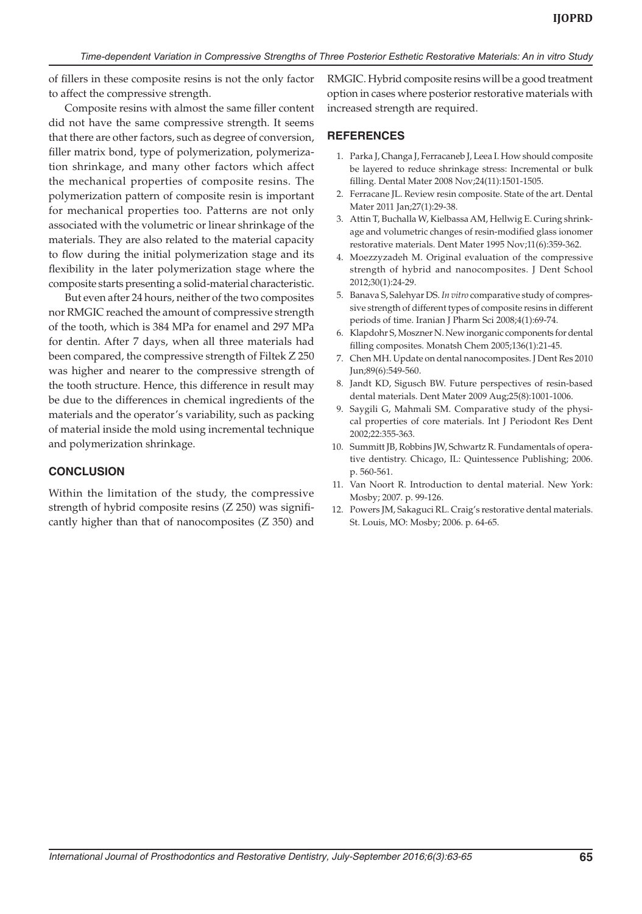of fillers in these composite resins is not the only factor to affect the compressive strength.

Composite resins with almost the same filler content did not have the same compressive strength. It seems that there are other factors, such as degree of conversion, filler matrix bond, type of polymerization, polymerization shrinkage, and many other factors which affect the mechanical properties of composite resins. The polymerization pattern of composite resin is important for mechanical properties too. Patterns are not only associated with the volumetric or linear shrinkage of the materials. They are also related to the material capacity to flow during the initial polymerization stage and its flexibility in the later polymerization stage where the composite starts presenting a solid-material characteristic.

But even after 24 hours, neither of the two composites nor RMGIC reached the amount of compressive strength of the tooth, which is 384 MPa for enamel and 297 MPa for dentin. After 7 days, when all three materials had been compared, the compressive strength of Filtek Z 250 was higher and nearer to the compressive strength of the tooth structure. Hence, this difference in result may be due to the differences in chemical ingredients of the materials and the operator's variability, such as packing of material inside the mold using incremental technique and polymerization shrinkage.

## CONCLUSION

Within the limitation of the study, the compressive strength of hybrid composite resins (Z 250) was significantly higher than that of nanocomposites (Z 350) and RMGIC. Hybrid composite resins will be a good treatment option in cases where posterior restorative materials with increased strength are required.

## REFERENCES

1. Parka J, Changa J, Ferracaneb J, Leea I. How should composite be layered to reduce shrinkage stress: Incremental or bulk filling. Dental Mater 2008 Nov;24(11):1501-1505.
2. Ferracane JL. Review resin composite. State of the art. Dental Mater 2011 Jan;27(1):29-38.
3. Attin T, Buchalla W, Kielbassa AM, Hellwig E. Curing shrinkage and volumetric changes of resin-modified glass ionomer restorative materials. Dent Mater 1995 Nov;11(6):359-362.
4. Moezzyzadeh M. Original evaluation of the compressive strength of hybrid and nanocomposites. J Dent School 2012;30(1):24-29.
5. Banava S, Salehyar DS. *In vitro* comparative study of compressive strength of different types of composite resins in different periods of time. Iranian J Pharm Sci 2008;4(1):69-74.
6. Klapdohr S, Moszner N. New inorganic components for dental filling composites. Monatsh Chem 2005;136(1):21-45.
7. Chen MH. Update on dental nanocomposites. J Dent Res 2010 Jun;89(6):549-560.
8. Jandt KD, Sigusch BW. Future perspectives of resin-based dental materials. Dent Mater 2009 Aug;25(8):1001-1006.
9. Saygili G, Mahmali SM. Comparative study of the physical properties of core materials. Int J Periodont Res Dent 2002;22:355-363.
10. Summitt JB, Robbins JW, Schwartz R. Fundamentals of operative dentistry. Chicago, IL: Quintessence Publishing; 2006. p. 560-561.
11. Van Noort R. Introduction to dental material. New York: Mosby; 2007. p. 99-126.
12. Powers JM, Sakaguci RL. Craig's restorative dental materials. St. Louis, MO: Mosby; 2006. p. 64-65.